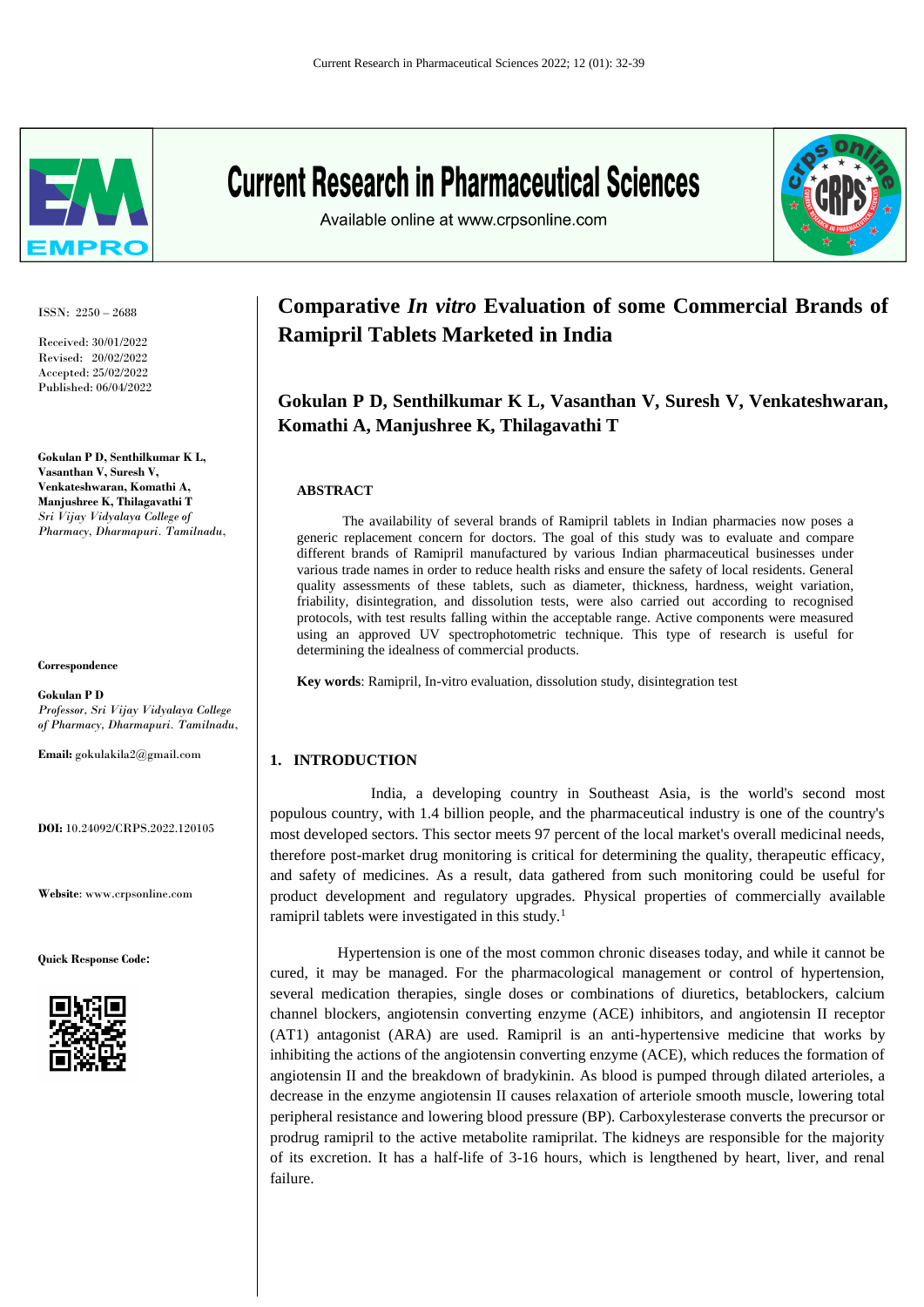# Comparative *In vitro* Evaluation of some Commercial Brands of Ramipril Tablets Marketed in India

ISSN: 2250 – 2688

Received: 30/01/2022
Revised: 20/02/2022
Accepted: 25/02/2022
Published: 06/04/2022

**Gokulan P D, Senthilkumar K L, Vasanthan V, Suresh V, Venkateshwaran, Komathi A, Manjushree K, Thilagavathi T**
*Sri Vijay Vidyalaya College of Pharmacy, Dharmapuri. Tamilnadu,*

**Correspondence**

**Gokulan P D**
*Professor, Sri Vijay Vidyalaya College of Pharmacy, Dharmapuri. Tamilnadu,*

**Email:** gokulakila2@gmail.com

**DOI:** 10.24092/CRPS.2022.120105

**Website**: www.crpsonline.com

**Quick Response Code:**

**Gokulan P D, Senthilkumar K L, Vasanthan V, Suresh V, Venkateshwaran, Komathi A, Manjushree K, Thilagavathi T**

## ABSTRACT

The availability of several brands of Ramipril tablets in Indian pharmacies now poses a generic replacement concern for doctors. The goal of this study was to evaluate and compare different brands of Ramipril manufactured by various Indian pharmaceutical businesses under various trade names in order to reduce health risks and ensure the safety of local residents. General quality assessments of these tablets, such as diameter, thickness, hardness, weight variation, friability, disintegration, and dissolution tests, were also carried out according to recognised protocols, with test results falling within the acceptable range. Active components were measured using an approved UV spectrophotometric technique. This type of research is useful for determining the idealness of commercial products.

**Key words**: Ramipril, In-vitro evaluation, dissolution study, disintegration test

## 1. INTRODUCTION

India, a developing country in Southeast Asia, is the world's second most populous country, with 1.4 billion people, and the pharmaceutical industry is one of the country's most developed sectors. This sector meets 97 percent of the local market's overall medicinal needs, therefore post-market drug monitoring is critical for determining the quality, therapeutic efficacy, and safety of medicines. As a result, data gathered from such monitoring could be useful for product development and regulatory upgrades. Physical properties of commercially available ramipril tablets were investigated in this study.[1]

Hypertension is one of the most common chronic diseases today, and while it cannot be cured, it may be managed. For the pharmacological management or control of hypertension, several medication therapies, single doses or combinations of diuretics, betablockers, calcium channel blockers, angiotensin converting enzyme (ACE) inhibitors, and angiotensin II receptor (AT1) antagonist (ARA) are used. Ramipril is an anti-hypertensive medicine that works by inhibiting the actions of the angiotensin converting enzyme (ACE), which reduces the formation of angiotensin II and the breakdown of bradykinin. As blood is pumped through dilated arterioles, a decrease in the enzyme angiotensin II causes relaxation of arteriole smooth muscle, lowering total peripheral resistance and lowering blood pressure (BP). Carboxylesterase converts the precursor or prodrug ramipril to the active metabolite ramiprilat. The kidneys are responsible for the majority of its excretion. It has a half-life of 3-16 hours, which is lengthened by heart, liver, and renal failure.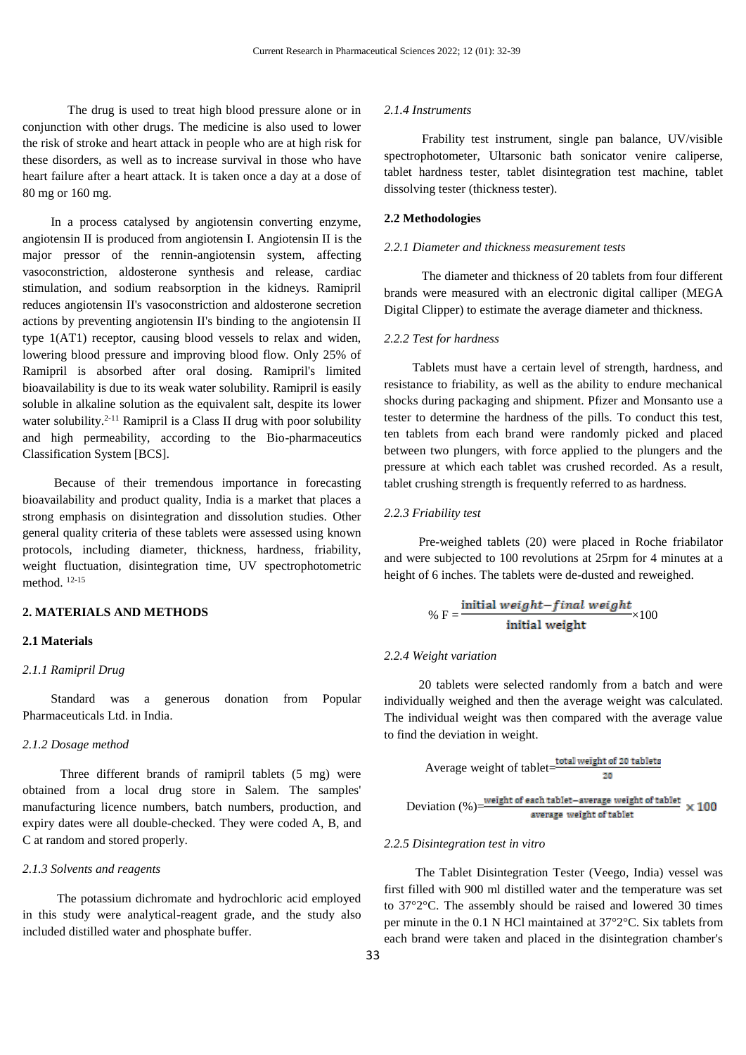The drug is used to treat high blood pressure alone or in conjunction with other drugs. The medicine is also used to lower the risk of stroke and heart attack in people who are at high risk for these disorders, as well as to increase survival in those who have heart failure after a heart attack. It is taken once a day at a dose of 80 mg or 160 mg.

In a process catalysed by angiotensin converting enzyme, angiotensin II is produced from angiotensin I. Angiotensin II is the major pressor of the rennin-angiotensin system, affecting vasoconstriction, aldosterone synthesis and release, cardiac stimulation, and sodium reabsorption in the kidneys. Ramipril reduces angiotensin II's vasoconstriction and aldosterone secretion actions by preventing angiotensin II's binding to the angiotensin II type 1(AT1) receptor, causing blood vessels to relax and widen, lowering blood pressure and improving blood flow. Only 25% of Ramipril is absorbed after oral dosing. Ramipril's limited bioavailability is due to its weak water solubility. Ramipril is easily soluble in alkaline solution as the equivalent salt, despite its lower water solubility.[2-11] Ramipril is a Class II drug with poor solubility and high permeability, according to the Bio-pharmaceutics Classification System [BCS].

Because of their tremendous importance in forecasting bioavailability and product quality, India is a market that places a strong emphasis on disintegration and dissolution studies. Other general quality criteria of these tablets were assessed using known protocols, including diameter, thickness, hardness, friability, weight fluctuation, disintegration time, UV spectrophotometric method. [12-15]

## 2. MATERIALS AND METHODS

### 2.1 Materials

*2.1.1 Ramipril Drug*

Standard was a generous donation from Popular Pharmaceuticals Ltd. in India.

*2.1.2 Dosage method*

Three different brands of ramipril tablets (5 mg) were obtained from a local drug store in Salem. The samples' manufacturing licence numbers, batch numbers, production, and expiry dates were all double-checked. They were coded A, B, and C at random and stored properly.

*2.1.3 Solvents and reagents*

The potassium dichromate and hydrochloric acid employed in this study were analytical-reagent grade, and the study also included distilled water and phosphate buffer.

*2.1.4 Instruments*

Frability test instrument, single pan balance, UV/visible spectrophotometer, Ultarsonic bath sonicator venire caliperse, tablet hardness tester, tablet disintegration test machine, tablet dissolving tester (thickness tester).

### 2.2 Methodologies

*2.2.1 Diameter and thickness measurement tests*

The diameter and thickness of 20 tablets from four different brands were measured with an electronic digital calliper (MEGA Digital Clipper) to estimate the average diameter and thickness.

*2.2.2 Test for hardness*

Tablets must have a certain level of strength, hardness, and resistance to friability, as well as the ability to endure mechanical shocks during packaging and shipment. Pfizer and Monsanto use a tester to determine the hardness of the pills. To conduct this test, ten tablets from each brand were randomly picked and placed between two plungers, with force applied to the plungers and the pressure at which each tablet was crushed recorded. As a result, tablet crushing strength is frequently referred to as hardness.

*2.2.3 Friability test*

Pre-weighed tablets (20) were placed in Roche friabilator and were subjected to 100 revolutions at 25rpm for 4 minutes at a height of 6 inches. The tablets were de-dusted and reweighed.

$$\% \text{ F} = \frac{\text{initial } weight - final\ weight}{\text{initial weight}} \times 100$$

*2.2.4 Weight variation*

20 tablets were selected randomly from a batch and were individually weighed and then the average weight was calculated. The individual weight was then compared with the average value to find the deviation in weight.

$$\text{Average weight of tablet} = \frac{\text{total weight of 20 tablets}}{20}$$

$$\text{Deviation (\%)} = \frac{\text{weight of each tablet} - \text{average weight of tablet}}{\text{average weight of tablet}} \times 100$$

*2.2.5 Disintegration test in vitro*

The Tablet Disintegration Tester (Veego, India) vessel was first filled with 900 ml distilled water and the temperature was set to 37°2°C. The assembly should be raised and lowered 30 times per minute in the 0.1 N HCl maintained at 37°2°C. Six tablets from each brand were taken and placed in the disintegration chamber's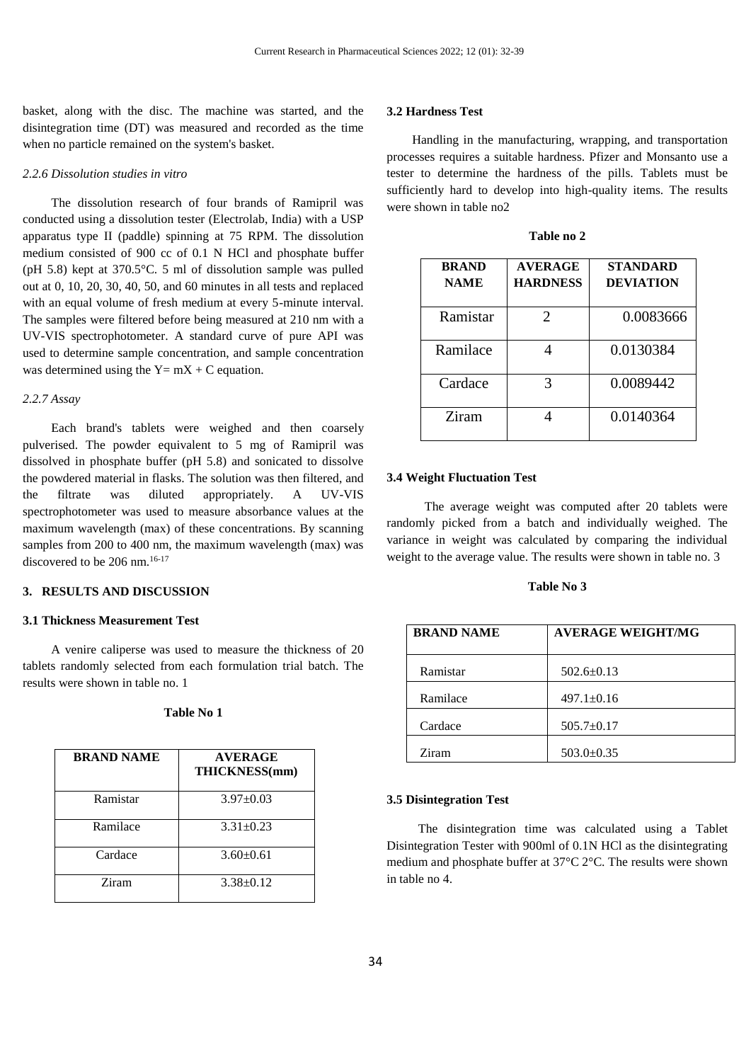basket, along with the disc. The machine was started, and the disintegration time (DT) was measured and recorded as the time when no particle remained on the system's basket.

*2.2.6 Dissolution studies in vitro*

The dissolution research of four brands of Ramipril was conducted using a dissolution tester (Electrolab, India) with a USP apparatus type II (paddle) spinning at 75 RPM. The dissolution medium consisted of 900 cc of 0.1 N HCl and phosphate buffer (pH 5.8) kept at 370.5°C. 5 ml of dissolution sample was pulled out at 0, 10, 20, 30, 40, 50, and 60 minutes in all tests and replaced with an equal volume of fresh medium at every 5-minute interval. The samples were filtered before being measured at 210 nm with a UV-VIS spectrophotometer. A standard curve of pure API was used to determine sample concentration, and sample concentration was determined using the $Y = mX + C$ equation.

*2.2.7 Assay*

Each brand's tablets were weighed and then coarsely pulverised. The powder equivalent to 5 mg of Ramipril was dissolved in phosphate buffer (pH 5.8) and sonicated to dissolve the powdered material in flasks. The solution was then filtered, and the filtrate was diluted appropriately. A UV-VIS spectrophotometer was used to measure absorbance values at the maximum wavelength (max) of these concentrations. By scanning samples from 200 to 400 nm, the maximum wavelength (max) was discovered to be 206 nm.[16-17]

## 3. RESULTS AND DISCUSSION

### 3.1 Thickness Measurement Test

A venire caliperse was used to measure the thickness of 20 tablets randomly selected from each formulation trial batch. The results were shown in table no. 1

**Table No 1**

| BRAND NAME | AVERAGE THICKNESS(mm) |
|---|---|
| Ramistar | 3.97±0.03 |
| Ramilace | 3.31±0.23 |
| Cardace | 3.60±0.61 |
| Ziram | 3.38±0.12 |

### 3.2 Hardness Test

Handling in the manufacturing, wrapping, and transportation processes requires a suitable hardness. Pfizer and Monsanto use a tester to determine the hardness of the pills. Tablets must be sufficiently hard to develop into high-quality items. The results were shown in table no2

**Table no 2**

| BRAND NAME | AVERAGE HARDNESS | STANDARD DEVIATION |
|---|---|---|
| Ramistar | 2 | 0.0083666 |
| Ramilace | 4 | 0.0130384 |
| Cardace | 3 | 0.0089442 |
| Ziram | 4 | 0.0140364 |

### 3.4 Weight Fluctuation Test

The average weight was computed after 20 tablets were randomly picked from a batch and individually weighed. The variance in weight was calculated by comparing the individual weight to the average value. The results were shown in table no. 3

**Table No 3**

| BRAND NAME | AVERAGE WEIGHT/MG |
|---|---|
| Ramistar | 502.6±0.13 |
| Ramilace | 497.1±0.16 |
| Cardace | 505.7±0.17 |
| Ziram | 503.0±0.35 |

### 3.5 Disintegration Test

The disintegration time was calculated using a Tablet Disintegration Tester with 900ml of 0.1N HCl as the disintegrating medium and phosphate buffer at 37°C 2°C. The results were shown in table no 4.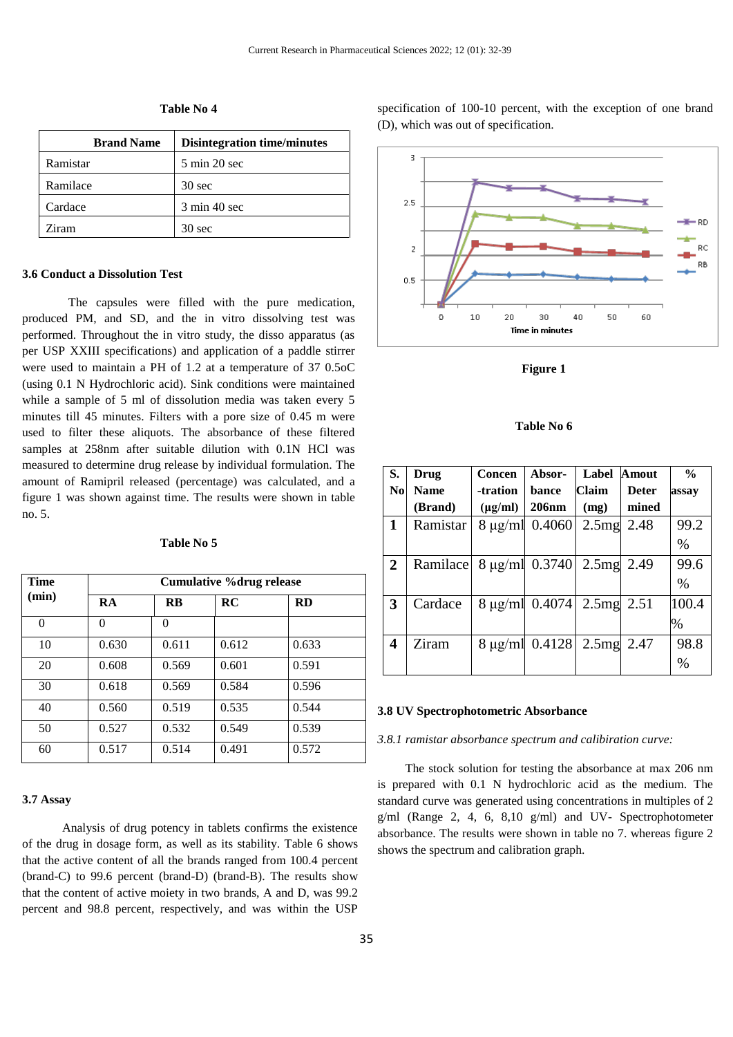**Table No 4**

| Brand Name | Disintegration time/minutes |
|---|---|
| Ramistar | 5 min 20 sec |
| Ramilace | 30 sec |
| Cardace | 3 min 40 sec |
| Ziram | 30 sec |

### 3.6 Conduct a Dissolution Test

The capsules were filled with the pure medication, produced PM, and SD, and the in vitro dissolving test was performed. Throughout the in vitro study, the disso apparatus (as per USP XXIII specifications) and application of a paddle stirrer were used to maintain a PH of 1.2 at a temperature of 37 0.5oC (using 0.1 N Hydrochloric acid). Sink conditions were maintained while a sample of 5 ml of dissolution media was taken every 5 minutes till 45 minutes. Filters with a pore size of 0.45 m were used to filter these aliquots. The absorbance of these filtered samples at 258nm after suitable dilution with 0.1N HCl was measured to determine drug release by individual formulation. The amount of Ramipril released (percentage) was calculated, and a figure 1 was shown against time. The results were shown in table no. 5.

**Table No 5**

| Time (min) | Cumulative %drug release | | | |
|---|---|---|---|---|
| | RA | RB | RC | RD |
| 0 | 0 | 0 | | |
| 10 | 0.630 | 0.611 | 0.612 | 0.633 |
| 20 | 0.608 | 0.569 | 0.601 | 0.591 |
| 30 | 0.618 | 0.569 | 0.584 | 0.596 |
| 40 | 0.560 | 0.519 | 0.535 | 0.544 |
| 50 | 0.527 | 0.532 | 0.549 | 0.539 |
| 60 | 0.517 | 0.514 | 0.491 | 0.572 |

### 3.7 Assay

Analysis of drug potency in tablets confirms the existence of the drug in dosage form, as well as its stability. Table 6 shows that the active content of all the brands ranged from 100.4 percent (brand-C) to 99.6 percent (brand-D) (brand-B). The results show that the content of active moiety in two brands, A and D, was 99.2 percent and 98.8 percent, respectively, and was within the USP specification of 100-10 percent, with the exception of one brand (D), which was out of specification.

**Figure 1**

**Table No 6**

| S. No | Drug Name (Brand) | Concen -tration (µg/ml) | Absor-bance 206nm | Label Claim (mg) | Amout Deter mined | % assay |
|---|---|---|---|---|---|---|
| 1 | Ramistar | 8 µg/ml | 0.4060 | 2.5mg | 2.48 | 99.2 % |
| 2 | Ramilace | 8 µg/ml | 0.3740 | 2.5mg | 2.49 | 99.6 % |
| 3 | Cardace | 8 µg/ml | 0.4074 | 2.5mg | 2.51 | 100.4 % |
| 4 | Ziram | 8 µg/ml | 0.4128 | 2.5mg | 2.47 | 98.8 % |

### 3.8 UV Spectrophotometric Absorbance

*3.8.1 ramistar absorbance spectrum and calibiration curve:*

The stock solution for testing the absorbance at max 206 nm is prepared with 0.1 N hydrochloric acid as the medium. The standard curve was generated using concentrations in multiples of 2 g/ml (Range 2, 4, 6, 8,10 g/ml) and UV- Spectrophotometer absorbance. The results were shown in table no 7. whereas figure 2 shows the spectrum and calibration graph.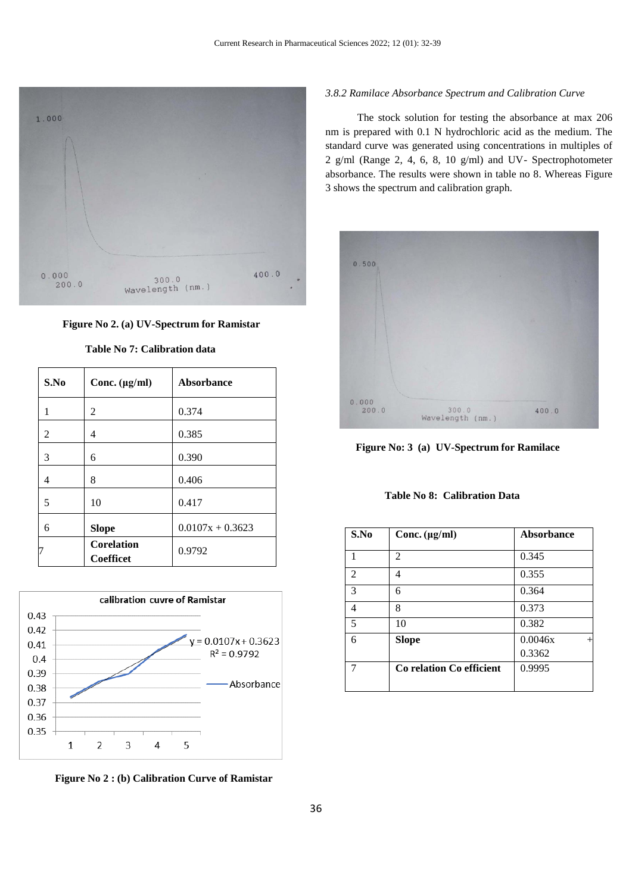Figure No 2. (a) UV-Spectrum for Ramistar

**Table No 7: Calibration data**

| S.No | Conc. (µg/ml) | Absorbance |
|---|---|---|
| 1 | 2 | 0.374 |
| 2 | 4 | 0.385 |
| 3 | 6 | 0.390 |
| 4 | 8 | 0.406 |
| 5 | 10 | 0.417 |
| 6 | **Slope** | 0.0107x + 0.3623 |
| 7 | **Corelation Coefficet** | 0.9792 |

**Figure No 2 : (b) Calibration Curve of Ramistar**

*3.8.2 Ramilace Absorbance Spectrum and Calibration Curve*

The stock solution for testing the absorbance at max 206 nm is prepared with 0.1 N hydrochloric acid as the medium. The standard curve was generated using concentrations in multiples of 2 g/ml (Range 2, 4, 6, 8, 10 g/ml) and UV- Spectrophotometer absorbance. The results were shown in table no 8. Whereas Figure 3 shows the spectrum and calibration graph.

**Figure No: 3 (a) UV-Spectrum for Ramilace**

**Table No 8: Calibration Data**

| S.No | Conc. (µg/ml) | Absorbance |
|---|---|---|
| 1 | 2 | 0.345 |
| 2 | 4 | 0.355 |
| 3 | 6 | 0.364 |
| 4 | 8 | 0.373 |
| 5 | 10 | 0.382 |
| 6 | **Slope** | 0.0046x + 0.3362 |
| 7 | **Co relation Co efficient** | 0.9995 |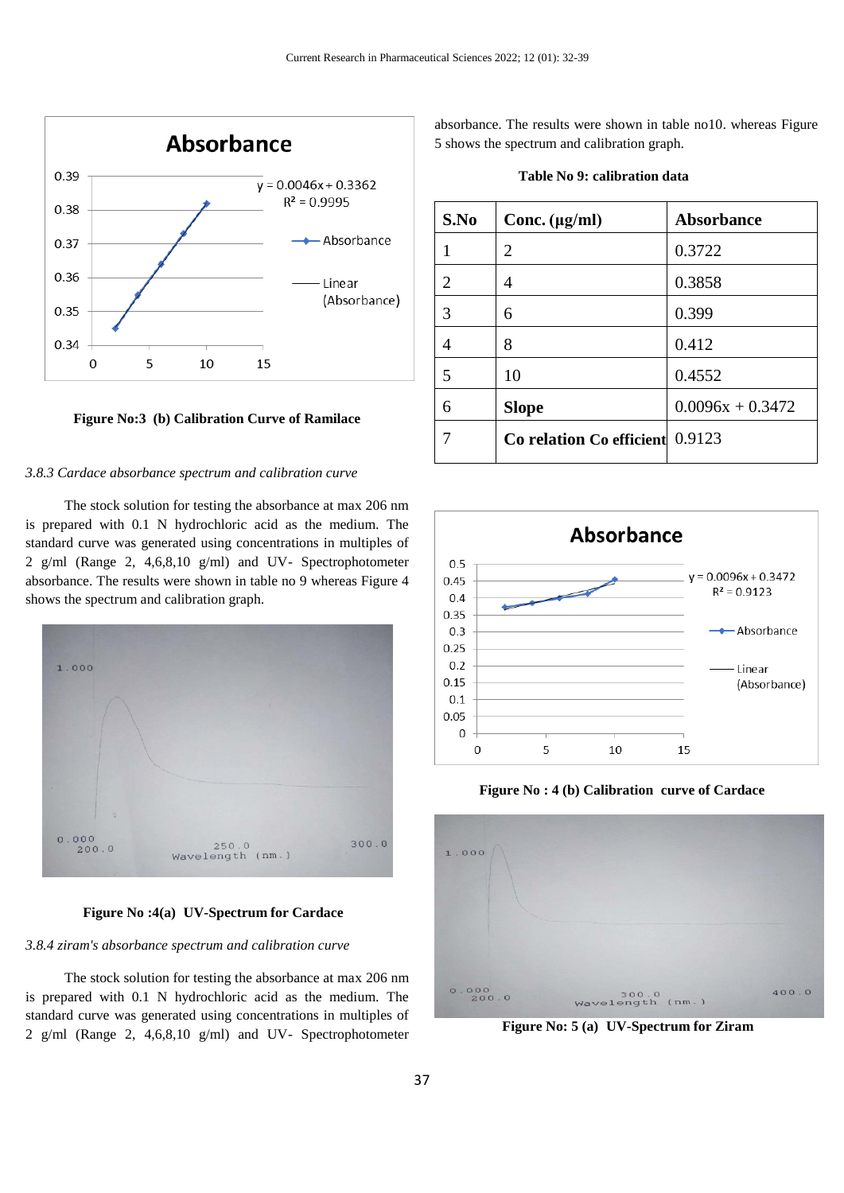Figure No:3 (b) Calibration Curve of Ramilace

*3.8.3 Cardace absorbance spectrum and calibration curve*

The stock solution for testing the absorbance at max 206 nm is prepared with 0.1 N hydrochloric acid as the medium. The standard curve was generated using concentrations in multiples of 2 g/ml (Range 2, 4,6,8,10 g/ml) and UV- Spectrophotometer absorbance. The results were shown in table no 9 whereas Figure 4 shows the spectrum and calibration graph.

**Figure No :4(a) UV-Spectrum for Cardace**

*3.8.4 ziram's absorbance spectrum and calibration curve*

The stock solution for testing the absorbance at max 206 nm is prepared with 0.1 N hydrochloric acid as the medium. The standard curve was generated using concentrations in multiples of 2 g/ml (Range 2, 4,6,8,10 g/ml) and UV- Spectrophotometer absorbance. The results were shown in table no10. whereas Figure 5 shows the spectrum and calibration graph.

**Table No 9: calibration data**

| S.No | Conc. (µg/ml) | Absorbance |
|---|---|---|
| 1 | 2 | 0.3722 |
| 2 | 4 | 0.3858 |
| 3 | 6 | 0.399 |
| 4 | 8 | 0.412 |
| 5 | 10 | 0.4552 |
| 6 | **Slope** | 0.0096x + 0.3472 |
| 7 | **Co relation Co efficient** | 0.9123 |

**Figure No : 4 (b) Calibration curve of Cardace**

**Figure No: 5 (a) UV-Spectrum for Ziram**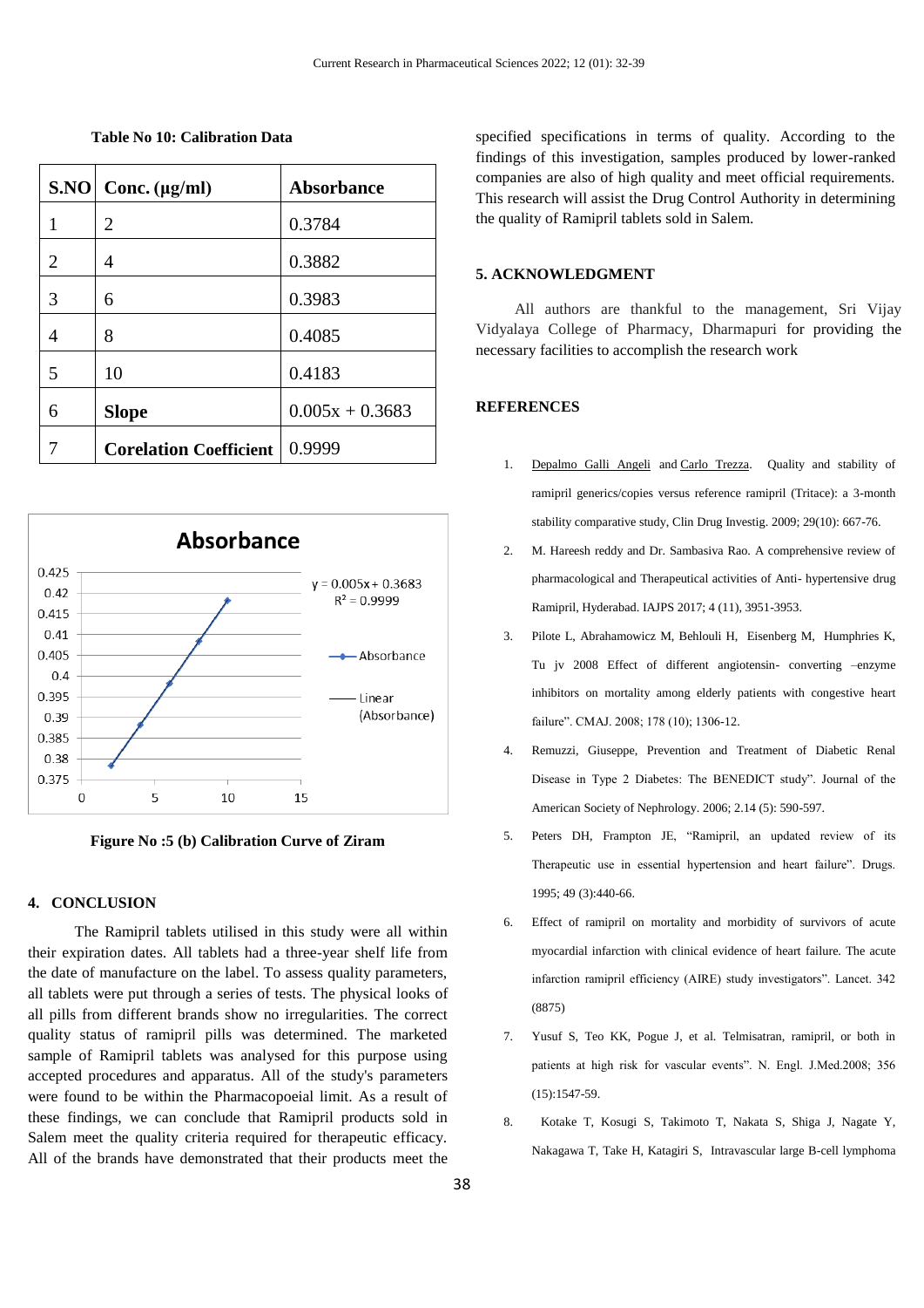**Table No 10: Calibration Data**

| S.NO | Conc. (μg/ml) | Absorbance |
|---|---|---|
| 1 | 2 | 0.3784 |
| 2 | 4 | 0.3882 |
| 3 | 6 | 0.3983 |
| 4 | 8 | 0.4085 |
| 5 | 10 | 0.4183 |
| 6 | **Slope** | 0.005x + 0.3683 |
| 7 | **Corelation Coefficient** | 0.9999 |

**Figure No :5 (b) Calibration Curve of Ziram**

## 4. CONCLUSION

The Ramipril tablets utilised in this study were all within their expiration dates. All tablets had a three-year shelf life from the date of manufacture on the label. To assess quality parameters, all tablets were put through a series of tests. The physical looks of all pills from different brands show no irregularities. The correct quality status of ramipril pills was determined. The marketed sample of Ramipril tablets was analysed for this purpose using accepted procedures and apparatus. All of the study's parameters were found to be within the Pharmacopoeial limit. As a result of these findings, we can conclude that Ramipril products sold in Salem meet the quality criteria required for therapeutic efficacy. All of the brands have demonstrated that their products meet the specified specifications in terms of quality. According to the findings of this investigation, samples produced by lower-ranked companies are also of high quality and meet official requirements. This research will assist the Drug Control Authority in determining the quality of Ramipril tablets sold in Salem.

## 5. ACKNOWLEDGMENT

All authors are thankful to the management, Sri Vijay Vidyalaya College of Pharmacy, Dharmapuri for providing the necessary facilities to accomplish the research work

## REFERENCES

1. Depalmo Galli Angeli and Carlo Trezza. Quality and stability of ramipril generics/copies versus reference ramipril (Tritace): a 3-month stability comparative study, Clin Drug Investig. 2009; 29(10): 667-76.
2. M. Hareesh reddy and Dr. Sambasiva Rao. A comprehensive review of pharmacological and Therapeutical activities of Anti- hypertensive drug Ramipril, Hyderabad. IAJPS 2017; 4 (11), 3951-3953.
3. Pilote L, Abrahamowicz M, Behlouli H, Eisenberg M, Humphries K, Tu jv 2008 Effect of different angiotensin- converting –enzyme inhibitors on mortality among elderly patients with congestive heart failure". CMAJ. 2008; 178 (10); 1306-12.
4. Remuzzi, Giuseppe, Prevention and Treatment of Diabetic Renal Disease in Type 2 Diabetes: The BENEDICT study". Journal of the American Society of Nephrology. 2006; 2.14 (5): 590-597.
5. Peters DH, Frampton JE, "Ramipril, an updated review of its Therapeutic use in essential hypertension and heart failure". Drugs. 1995; 49 (3):440-66.
6. Effect of ramipril on mortality and morbidity of survivors of acute myocardial infarction with clinical evidence of heart failure. The acute infarction ramipril efficiency (AIRE) study investigators". Lancet. 342 (8875)
7. Yusuf S, Teo KK, Pogue J, et al. Telmisatran, ramipril, or both in patients at high risk for vascular events". N. Engl. J.Med.2008; 356 (15):1547-59.
8. Kotake T, Kosugi S, Takimoto T, Nakata S, Shiga J, Nagate Y, Nakagawa T, Take H, Katagiri S, Intravascular large B-cell lymphoma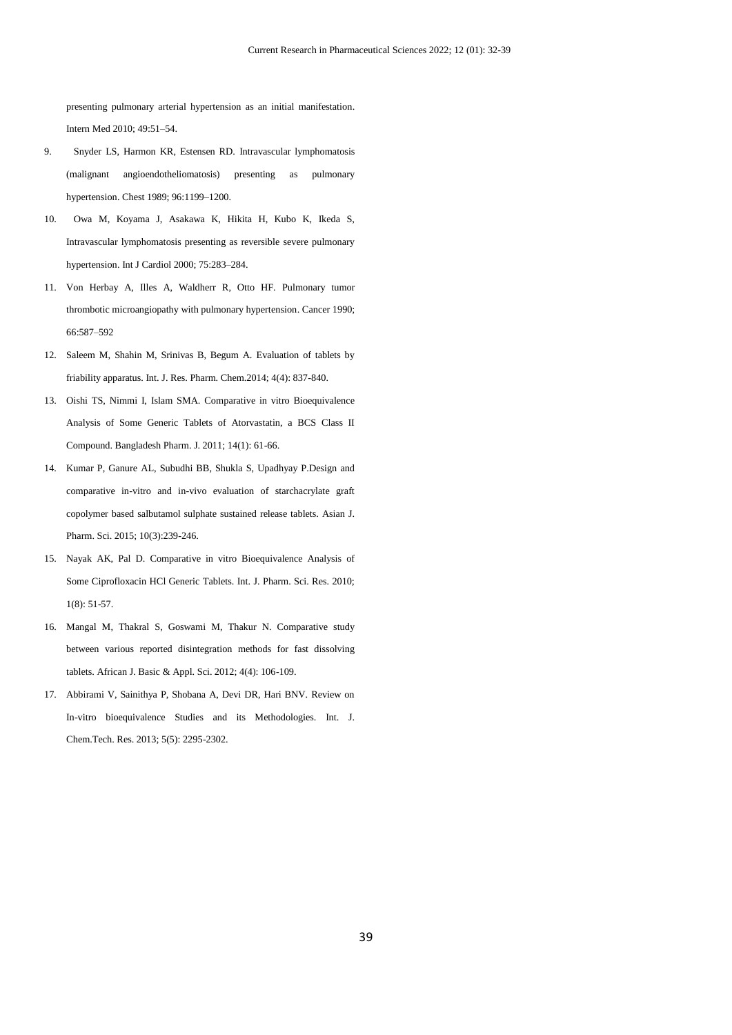presenting pulmonary arterial hypertension as an initial manifestation. Intern Med 2010; 49:51–54.

9. Snyder LS, Harmon KR, Estensen RD. Intravascular lymphomatosis (malignant angioendotheliomatosis) presenting as pulmonary hypertension. Chest 1989; 96:1199–1200.
10. Owa M, Koyama J, Asakawa K, Hikita H, Kubo K, Ikeda S, Intravascular lymphomatosis presenting as reversible severe pulmonary hypertension. Int J Cardiol 2000; 75:283–284.
11. Von Herbay A, Illes A, Waldherr R, Otto HF. Pulmonary tumor thrombotic microangiopathy with pulmonary hypertension. Cancer 1990; 66:587–592
12. Saleem M, Shahin M, Srinivas B, Begum A. Evaluation of tablets by friability apparatus. Int. J. Res. Pharm. Chem.2014; 4(4): 837-840.
13. Oishi TS, Nimmi I, Islam SMA. Comparative in vitro Bioequivalence Analysis of Some Generic Tablets of Atorvastatin, a BCS Class II Compound. Bangladesh Pharm. J. 2011; 14(1): 61-66.
14. Kumar P, Ganure AL, Subudhi BB, Shukla S, Upadhyay P.Design and comparative in-vitro and in-vivo evaluation of starchacrylate graft copolymer based salbutamol sulphate sustained release tablets. Asian J. Pharm. Sci. 2015; 10(3):239-246.
15. Nayak AK, Pal D. Comparative in vitro Bioequivalence Analysis of Some Ciprofloxacin HCl Generic Tablets. Int. J. Pharm. Sci. Res. 2010; 1(8): 51-57.
16. Mangal M, Thakral S, Goswami M, Thakur N. Comparative study between various reported disintegration methods for fast dissolving tablets. African J. Basic & Appl. Sci. 2012; 4(4): 106-109.
17. Abbirami V, Sainithya P, Shobana A, Devi DR, Hari BNV. Review on In-vitro bioequivalence Studies and its Methodologies. Int. J. Chem.Tech. Res. 2013; 5(5): 2295-2302.